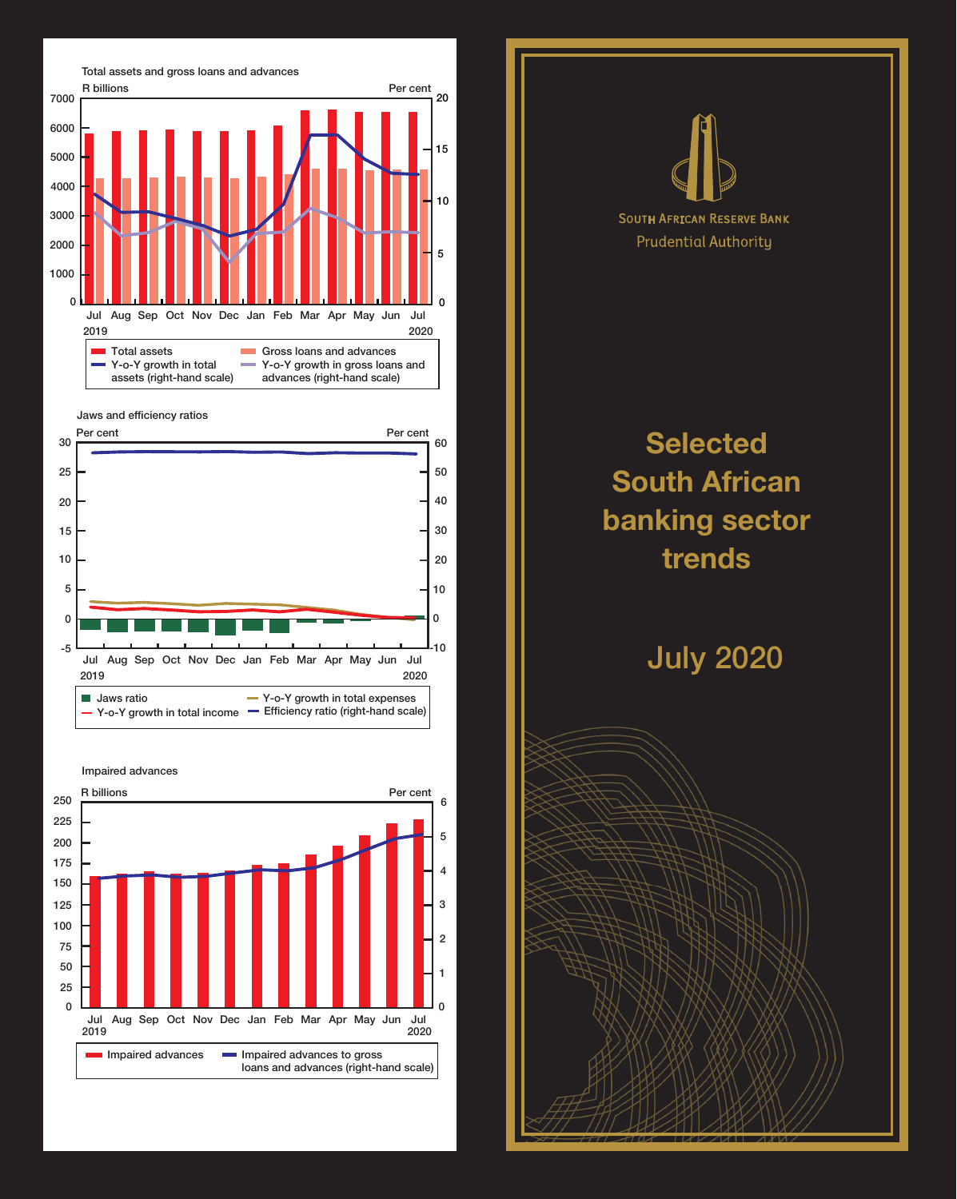Total assets and gross loans and advances

R billions | Per cent

Jul 2019 – Jul 2020

- Total assets
- Gross loans and advances
- Y-o-Y growth in total assets (right-hand scale)
- Y-o-Y growth in gross loans and advances (right-hand scale)

Jaws and efficiency ratios

Per cent | Per cent

Jul 2019 – Jul 2020

- Jaws ratio
- Y-o-Y growth in total income
- Y-o-Y growth in total expenses
- Efficiency ratio (right-hand scale)

Impaired advances

R billions | Per cent

Jul 2019 – Jul 2020

- Impaired advances
- Impaired advances to gross loans and advances (right-hand scale)

SOUTH AFRICAN RESERVE BANK

Prudential Authority

# Selected South African banking sector trends

## July 2020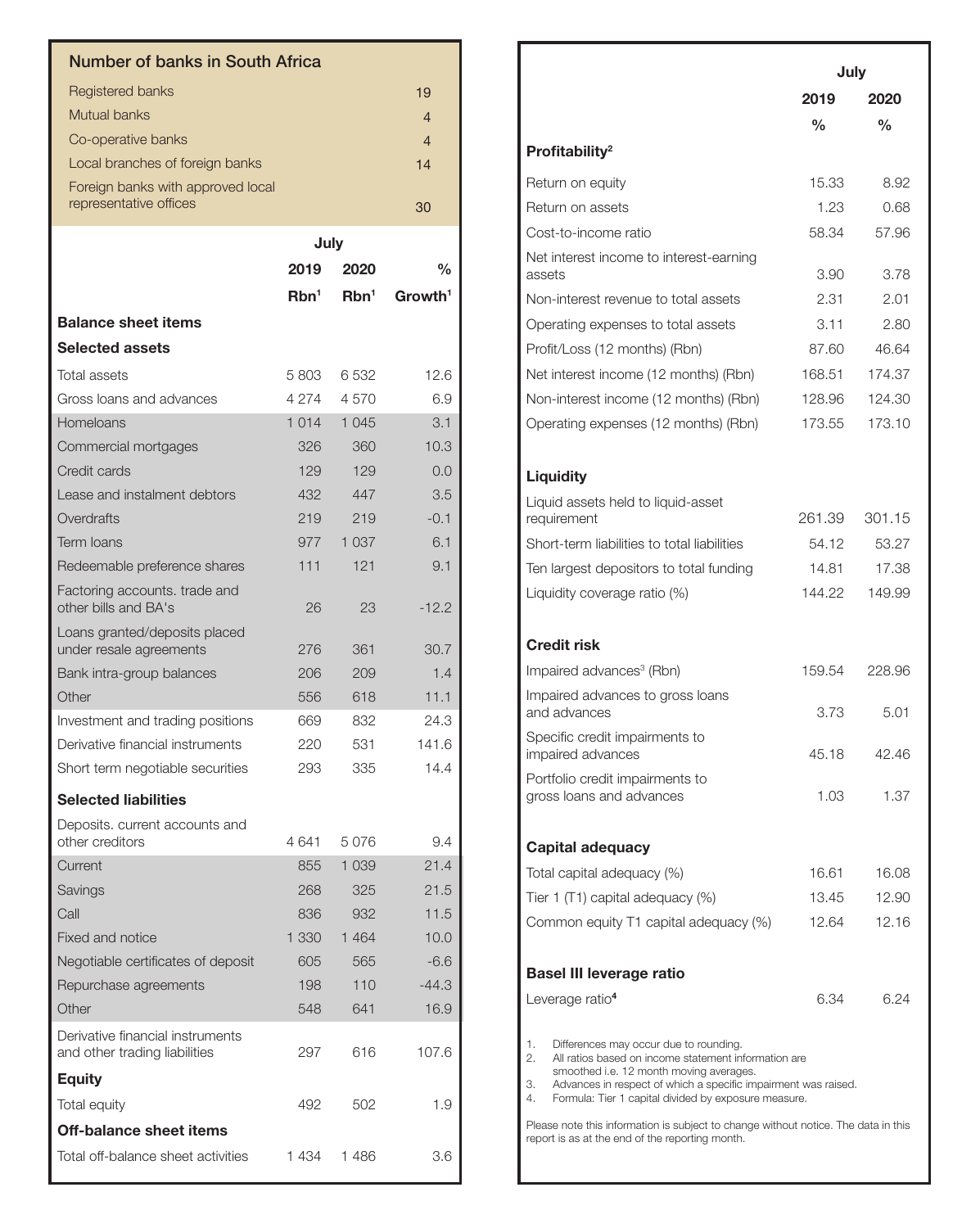## Number of banks in South Africa

| | |
|---|---|
| Registered banks | 19 |
| Mutual banks | 4 |
| Co-operative banks | 4 |
| Local branches of foreign banks | 14 |
| Foreign banks with approved local representative offices | 30 |

| | July | | |
|---|---|---|---|
| | 2019 | 2020 | % |
| | Rbn[1] | Rbn[1] | Growth[1] |
| **Balance sheet items** | | | |
| **Selected assets** | | | |
| Total assets | 5 803 | 6 532 | 12.6 |
| Gross loans and advances | 4 274 | 4 570 | 6.9 |
| Homeloans | 1 014 | 1 045 | 3.1 |
| Commercial mortgages | 326 | 360 | 10.3 |
| Credit cards | 129 | 129 | 0.0 |
| Lease and instalment debtors | 432 | 447 | 3.5 |
| Overdrafts | 219 | 219 | -0.1 |
| Term loans | 977 | 1 037 | 6.1 |
| Redeemable preference shares | 111 | 121 | 9.1 |
| Factoring accounts. trade and other bills and BA's | 26 | 23 | -12.2 |
| Loans granted/deposits placed under resale agreements | 276 | 361 | 30.7 |
| Bank intra-group balances | 206 | 209 | 1.4 |
| Other | 556 | 618 | 11.1 |
| Investment and trading positions | 669 | 832 | 24.3 |
| Derivative financial instruments | 220 | 531 | 141.6 |
| Short term negotiable securities | 293 | 335 | 14.4 |
| **Selected liabilities** | | | |
| Deposits. current accounts and other creditors | 4 641 | 5 076 | 9.4 |
| Current | 855 | 1 039 | 21.4 |
| Savings | 268 | 325 | 21.5 |
| Call | 836 | 932 | 11.5 |
| Fixed and notice | 1 330 | 1 464 | 10.0 |
| Negotiable certificates of deposit | 605 | 565 | -6.6 |
| Repurchase agreements | 198 | 110 | -44.3 |
| Other | 548 | 641 | 16.9 |
| Derivative financial instruments and other trading liabilities | 297 | 616 | 107.6 |
| **Equity** | | | |
| Total equity | 492 | 502 | 1.9 |
| **Off-balance sheet items** | | | |
| Total off-balance sheet activities | 1 434 | 1 486 | 3.6 |

| | July | |
|---|---|---|
| | 2019 | 2020 |
| | % | % |
| **Profitability[2]** | | |
| Return on equity | 15.33 | 8.92 |
| Return on assets | 1.23 | 0.68 |
| Cost-to-income ratio | 58.34 | 57.96 |
| Net interest income to interest-earning assets | 3.90 | 3.78 |
| Non-interest revenue to total assets | 2.31 | 2.01 |
| Operating expenses to total assets | 3.11 | 2.80 |
| Profit/Loss (12 months) (Rbn) | 87.60 | 46.64 |
| Net interest income (12 months) (Rbn) | 168.51 | 174.37 |
| Non-interest income (12 months) (Rbn) | 128.96 | 124.30 |
| Operating expenses (12 months) (Rbn) | 173.55 | 173.10 |
| **Liquidity** | | |
| Liquid assets held to liquid-asset requirement | 261.39 | 301.15 |
| Short-term liabilities to total liabilities | 54.12 | 53.27 |
| Ten largest depositors to total funding | 14.81 | 17.38 |
| Liquidity coverage ratio (%) | 144.22 | 149.99 |
| **Credit risk** | | |
| Impaired advances[3] (Rbn) | 159.54 | 228.96 |
| Impaired advances to gross loans and advances | 3.73 | 5.01 |
| Specific credit impairments to impaired advances | 45.18 | 42.46 |
| Portfolio credit impairments to gross loans and advances | 1.03 | 1.37 |
| **Capital adequacy** | | |
| Total capital adequacy (%) | 16.61 | 16.08 |
| Tier 1 (T1) capital adequacy (%) | 13.45 | 12.90 |
| Common equity T1 capital adequacy (%) | 12.64 | 12.16 |
| **Basel III leverage ratio** | | |
| Leverage ratio[4] | 6.34 | 6.24 |

1. Differences may occur due to rounding.
2. All ratios based on income statement information are smoothed i.e. 12 month moving averages.
3. Advances in respect of which a specific impairment was raised.
4. Formula: Tier 1 capital divided by exposure measure.

Please note this information is subject to change without notice. The data in this report is as at the end of the reporting month.